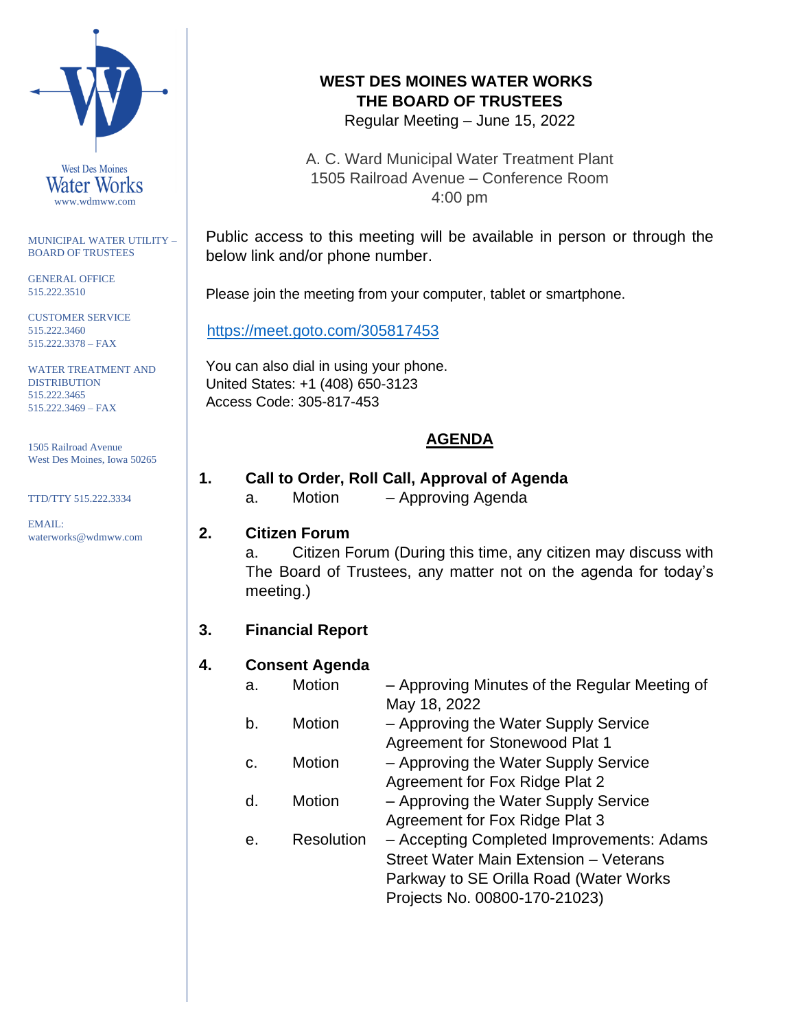West Des Moines
Water Works
www.wdmww.com

MUNICIPAL WATER UTILITY – BOARD OF TRUSTEES

GENERAL OFFICE
515.222.3510

CUSTOMER SERVICE
515.222.3460
515.222.3378 – FAX

WATER TREATMENT AND DISTRIBUTION
515.222.3465
515.222.3469 – FAX

1505 Railroad Avenue
West Des Moines, Iowa 50265

TTD/TTY 515.222.3334

EMAIL:
waterworks@wdmww.com

# WEST DES MOINES WATER WORKS
# THE BOARD OF TRUSTEES

Regular Meeting – June 15, 2022

A. C. Ward Municipal Water Treatment Plant
1505 Railroad Avenue – Conference Room
4:00 pm

Public access to this meeting will be available in person or through the below link and/or phone number.

Please join the meeting from your computer, tablet or smartphone.

https://meet.goto.com/305817453

You can also dial in using your phone.
United States: +1 (408) 650-3123
Access Code: 305-817-453

## AGENDA

**1. Call to Order, Roll Call, Approval of Agenda**

a. Motion – Approving Agenda

**2. Citizen Forum**

a. Citizen Forum (During this time, any citizen may discuss with The Board of Trustees, any matter not on the agenda for today's meeting.)

**3. Financial Report**

**4. Consent Agenda**

a. Motion – Approving Minutes of the Regular Meeting of May 18, 2022

b. Motion – Approving the Water Supply Service Agreement for Stonewood Plat 1

c. Motion – Approving the Water Supply Service Agreement for Fox Ridge Plat 2

d. Motion – Approving the Water Supply Service Agreement for Fox Ridge Plat 3

e. Resolution – Accepting Completed Improvements: Adams Street Water Main Extension – Veterans Parkway to SE Orilla Road (Water Works Projects No. 00800-170-21023)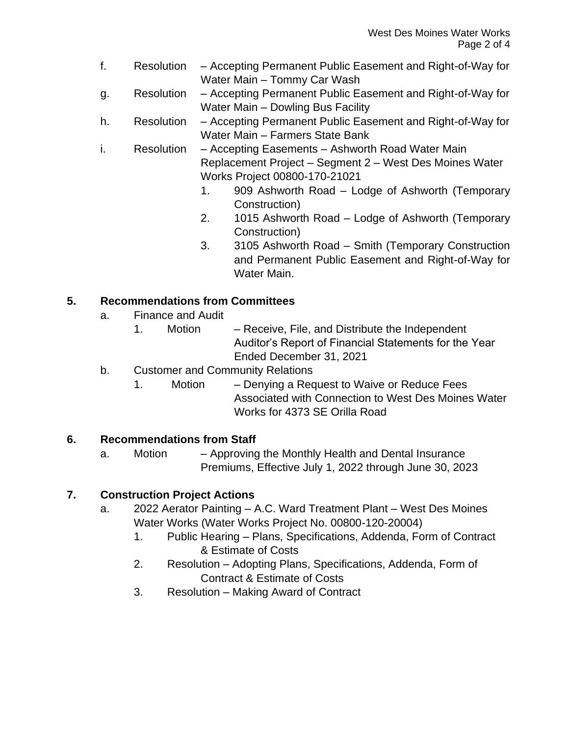f. Resolution – Accepting Permanent Public Easement and Right-of-Way for Water Main – Tommy Car Wash

g. Resolution – Accepting Permanent Public Easement and Right-of-Way for Water Main – Dowling Bus Facility

h. Resolution – Accepting Permanent Public Easement and Right-of-Way for Water Main – Farmers State Bank

i. Resolution – Accepting Easements – Ashworth Road Water Main Replacement Project – Segment 2 – West Des Moines Water Works Project 00800-170-21021

1. 909 Ashworth Road – Lodge of Ashworth (Temporary Construction)
2. 1015 Ashworth Road – Lodge of Ashworth (Temporary Construction)
3. 3105 Ashworth Road – Smith (Temporary Construction and Permanent Public Easement and Right-of-Way for Water Main.

**5. Recommendations from Committees**

a. Finance and Audit

1. Motion – Receive, File, and Distribute the Independent Auditor's Report of Financial Statements for the Year Ended December 31, 2021

b. Customer and Community Relations

1. Motion – Denying a Request to Waive or Reduce Fees Associated with Connection to West Des Moines Water Works for 4373 SE Orilla Road

**6. Recommendations from Staff**

a. Motion – Approving the Monthly Health and Dental Insurance Premiums, Effective July 1, 2022 through June 30, 2023

**7. Construction Project Actions**

a. 2022 Aerator Painting – A.C. Ward Treatment Plant – West Des Moines Water Works (Water Works Project No. 00800-120-20004)

1. Public Hearing – Plans, Specifications, Addenda, Form of Contract & Estimate of Costs
2. Resolution – Adopting Plans, Specifications, Addenda, Form of Contract & Estimate of Costs
3. Resolution – Making Award of Contract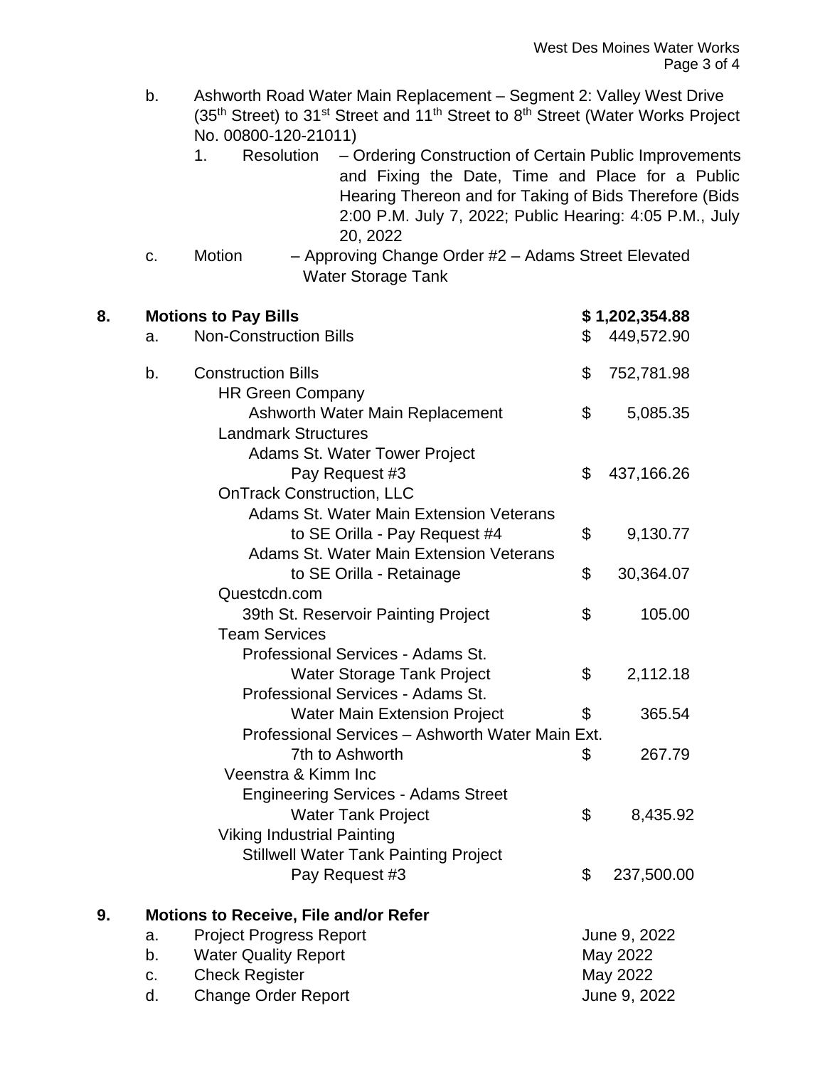b. Ashworth Road Water Main Replacement – Segment 2: Valley West Drive (35th Street) to 31st Street and 11th Street to 8th Street (Water Works Project No. 00800-120-21011)

   1. Resolution – Ordering Construction of Certain Public Improvements and Fixing the Date, Time and Place for a Public Hearing Thereon and for Taking of Bids Therefore (Bids 2:00 P.M. July 7, 2022; Public Hearing: 4:05 P.M., July 20, 2022

c. Motion – Approving Change Order #2 – Adams Street Elevated Water Storage Tank

**8. Motions to Pay Bills** **$ 1,202,354.88**

| | | |
|---|---|---|
| a. | Non-Construction Bills | $ 449,572.90 |
| b. | Construction Bills | $ 752,781.98 |
| | HR Green Company | |
| | Ashworth Water Main Replacement | $ 5,085.35 |
| | Landmark Structures | |
| | Adams St. Water Tower Project Pay Request #3 | $ 437,166.26 |
| | OnTrack Construction, LLC | |
| | Adams St. Water Main Extension Veterans to SE Orilla - Pay Request #4 | $ 9,130.77 |
| | Adams St. Water Main Extension Veterans to SE Orilla - Retainage | $ 30,364.07 |
| | Questcdn.com | |
| | 39th St. Reservoir Painting Project | $ 105.00 |
| | Team Services | |
| | Professional Services - Adams St. Water Storage Tank Project | $ 2,112.18 |
| | Professional Services - Adams St. Water Main Extension Project | $ 365.54 |
| | Professional Services – Ashworth Water Main Ext. 7th to Ashworth | $ 267.79 |
| | Veenstra & Kimm Inc | |
| | Engineering Services - Adams Street Water Tank Project | $ 8,435.92 |
| | Viking Industrial Painting | |
| | Stillwell Water Tank Painting Project Pay Request #3 | $ 237,500.00 |

**9. Motions to Receive, File and/or Refer**

| | | |
|---|---|---|
| a. | Project Progress Report | June 9, 2022 |
| b. | Water Quality Report | May 2022 |
| c. | Check Register | May 2022 |
| d. | Change Order Report | June 9, 2022 |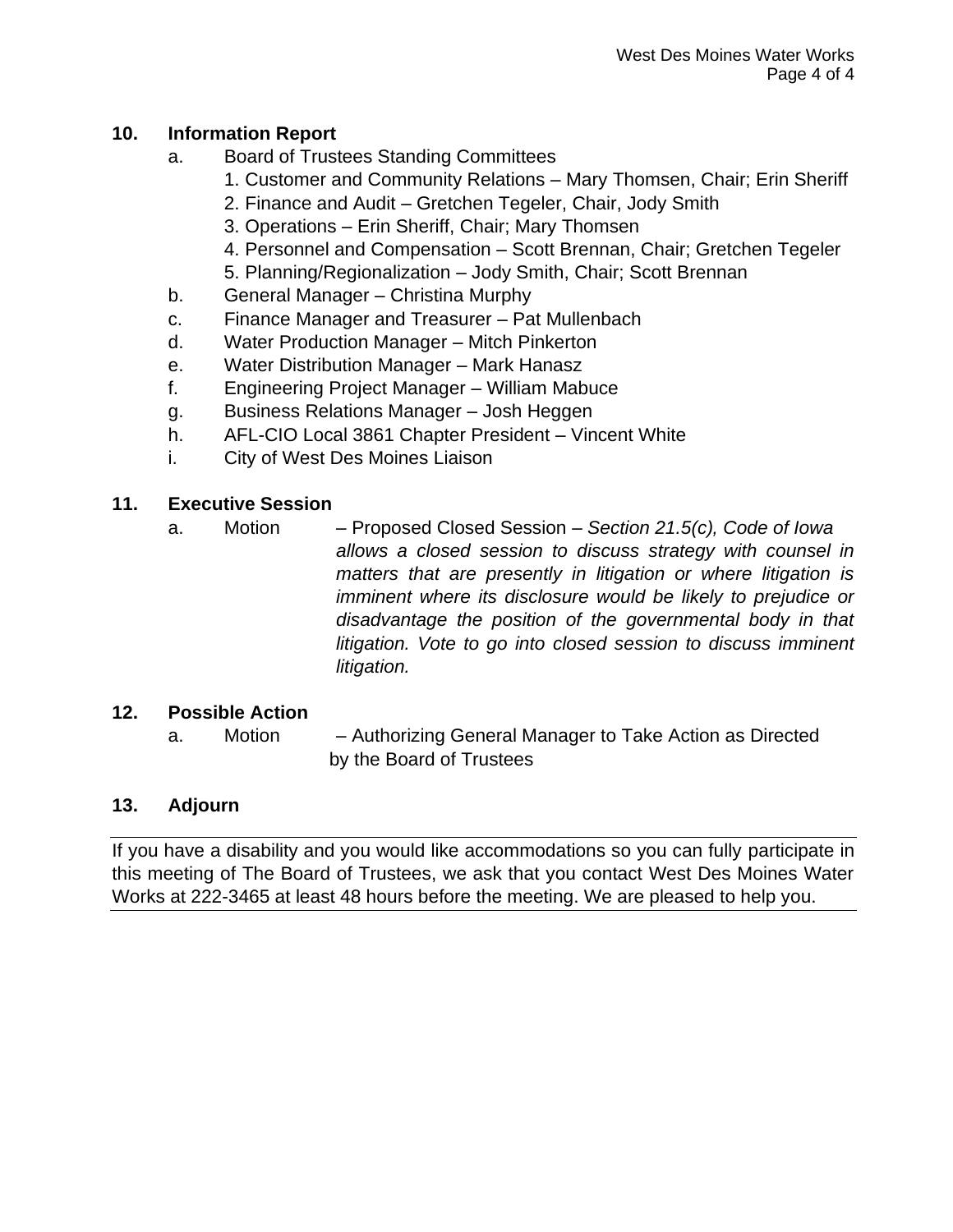**10. Information Report**

a. Board of Trustees Standing Committees
   1. Customer and Community Relations – Mary Thomsen, Chair; Erin Sheriff
   2. Finance and Audit – Gretchen Tegeler, Chair, Jody Smith
   3. Operations – Erin Sheriff, Chair; Mary Thomsen
   4. Personnel and Compensation – Scott Brennan, Chair; Gretchen Tegeler
   5. Planning/Regionalization – Jody Smith, Chair; Scott Brennan

b. General Manager – Christina Murphy

c. Finance Manager and Treasurer – Pat Mullenbach

d. Water Production Manager – Mitch Pinkerton

e. Water Distribution Manager – Mark Hanasz

f. Engineering Project Manager – William Mabuce

g. Business Relations Manager – Josh Heggen

h. AFL-CIO Local 3861 Chapter President – Vincent White

i. City of West Des Moines Liaison

**11. Executive Session**

a. Motion – Proposed Closed Session – *Section 21.5(c), Code of Iowa allows a closed session to discuss strategy with counsel in matters that are presently in litigation or where litigation is imminent where its disclosure would be likely to prejudice or disadvantage the position of the governmental body in that litigation. Vote to go into closed session to discuss imminent litigation.*

**12. Possible Action**

a. Motion – Authorizing General Manager to Take Action as Directed by the Board of Trustees

**13. Adjourn**

---

If you have a disability and you would like accommodations so you can fully participate in this meeting of The Board of Trustees, we ask that you contact West Des Moines Water Works at 222-3465 at least 48 hours before the meeting. We are pleased to help you.

---